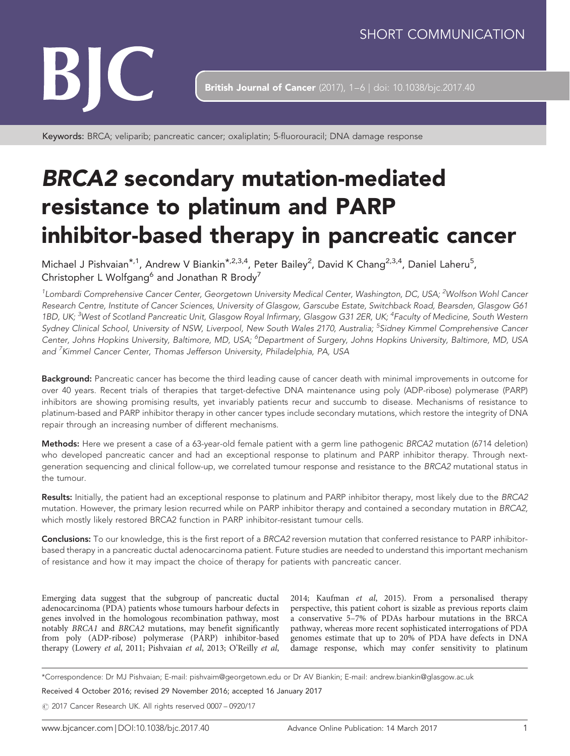SHORT COMMUNICATION

Keywords: BRCA; veliparib; pancreatic cancer; oxaliplatin; 5-fluorouracil; DNA damage response

# *BRCA2* secondary mutation-mediated resistance to platinum and PARP inhibitor-based therapy in pancreatic cancer

Michael J Pishvaian*[,1], Andrew V Biankin*[,2,3,4], Peter Bailey[2], David K Chang[2,3,4], Daniel Laheru[5], Christopher L Wolfgang[6] and Jonathan R Brody[7]

[1]Lombardi Comprehensive Cancer Center, Georgetown University Medical Center, Washington, DC, USA; [2]Wolfson Wohl Cancer Research Centre, Institute of Cancer Sciences, University of Glasgow, Garscube Estate, Switchback Road, Bearsden, Glasgow G61 1BD, UK; [3]West of Scotland Pancreatic Unit, Glasgow Royal Infirmary, Glasgow G31 2ER, UK; [4]Faculty of Medicine, South Western Sydney Clinical School, University of NSW, Liverpool, New South Wales 2170, Australia; [5]Sidney Kimmel Comprehensive Cancer Center, Johns Hopkins University, Baltimore, MD, USA; [6]Department of Surgery, Johns Hopkins University, Baltimore, MD, USA and [7]Kimmel Cancer Center, Thomas Jefferson University, Philadelphia, PA, USA

**Background:** Pancreatic cancer has become the third leading cause of cancer death with minimal improvements in outcome for over 40 years. Recent trials of therapies that target-defective DNA maintenance using poly (ADP-ribose) polymerase (PARP) inhibitors are showing promising results, yet invariably patients recur and succumb to disease. Mechanisms of resistance to platinum-based and PARP inhibitor therapy in other cancer types include secondary mutations, which restore the integrity of DNA repair through an increasing number of different mechanisms.

**Methods:** Here we present a case of a 63-year-old female patient with a germ line pathogenic *BRCA2* mutation (6714 deletion) who developed pancreatic cancer and had an exceptional response to platinum and PARP inhibitor therapy. Through next-generation sequencing and clinical follow-up, we correlated tumour response and resistance to the *BRCA2* mutational status in the tumour.

**Results:** Initially, the patient had an exceptional response to platinum and PARP inhibitor therapy, most likely due to the *BRCA2* mutation. However, the primary lesion recurred while on PARP inhibitor therapy and contained a secondary mutation in *BRCA2*, which mostly likely restored BRCA2 function in PARP inhibitor-resistant tumour cells.

**Conclusions:** To our knowledge, this is the first report of a *BRCA2* reversion mutation that conferred resistance to PARP inhibitor-based therapy in a pancreatic ductal adenocarcinoma patient. Future studies are needed to understand this important mechanism of resistance and how it may impact the choice of therapy for patients with pancreatic cancer.

Emerging data suggest that the subgroup of pancreatic ductal adenocarcinoma (PDA) patients whose tumours harbour defects in genes involved in the homologous recombination pathway, most notably *BRCA1* and *BRCA2* mutations, may benefit significantly from poly (ADP-ribose) polymerase (PARP) inhibitor-based therapy (Lowery *et al*, 2011; Pishvaian *et al*, 2013; O'Reilly *et al*, 2014; Kaufman *et al*, 2015). From a personalised therapy perspective, this patient cohort is sizable as previous reports claim a conservative 5–7% of PDAs harbour mutations in the BRCA pathway, whereas more recent sophisticated interrogations of PDA genomes estimate that up to 20% of PDA have defects in DNA damage response, which may confer sensitivity to platinum

*Correspondence: Dr MJ Pishvaian; E-mail: pishvaim@georgetown.edu or Dr AV Biankin; E-mail: andrew.biankin@glasgow.ac.uk

Received 4 October 2016; revised 29 November 2016; accepted 16 January 2017

© 2017 Cancer Research UK. All rights reserved 0007 – 0920/17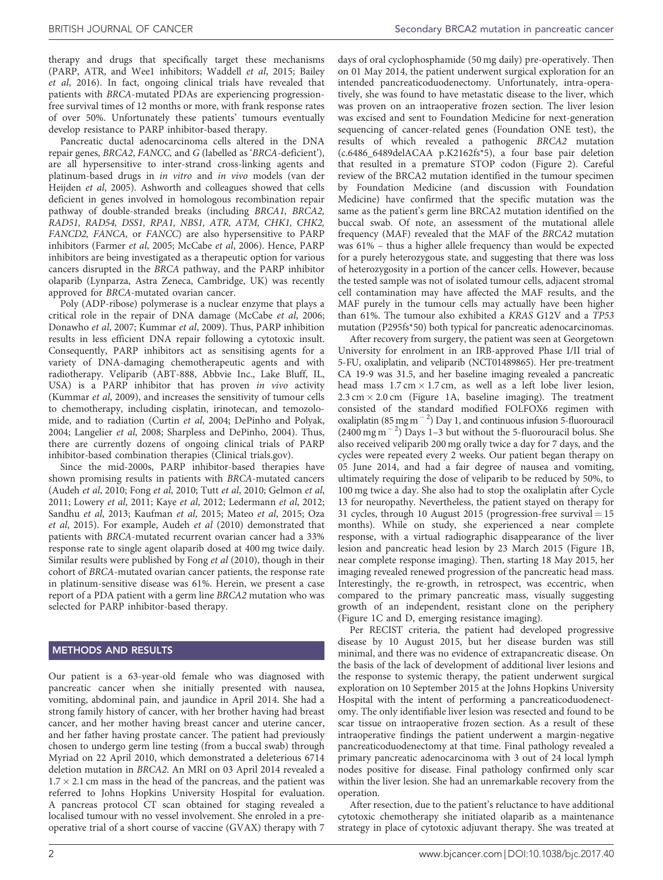therapy and drugs that specifically target these mechanisms (PARP, ATR, and Wee1 inhibitors; Waddell *et al*, 2015; Bailey *et al*, 2016). In fact, ongoing clinical trials have revealed that patients with *BRCA*-mutated PDAs are experiencing progression-free survival times of 12 months or more, with frank response rates of over 50%. Unfortunately these patients' tumours eventually develop resistance to PARP inhibitor-based therapy.

Pancreatic ductal adenocarcinoma cells altered in the DNA repair genes, *BRCA2*, *FANCC*, and *G* (labelled as '*BRCA*-deficient'), are all hypersensitive to inter-strand cross-linking agents and platinum-based drugs in *in vitro* and *in vivo* models (van der Heijden *et al*, 2005). Ashworth and colleagues showed that cells deficient in genes involved in homologous recombination repair pathway of double-stranded breaks (including *BRCA1, BRCA2, RAD51, RAD54, DSS1, RPA1, NBS1, ATR, ATM, CHK1, CHK2, FANCD2, FANCA,* or *FANCC*) are also hypersensitive to PARP inhibitors (Farmer *et al*, 2005; McCabe *et al*, 2006). Hence, PARP inhibitors are being investigated as a therapeutic option for various cancers disrupted in the *BRCA* pathway, and the PARP inhibitor olaparib (Lynparza, Astra Zeneca, Cambridge, UK) was recently approved for *BRCA*-mutated ovarian cancer.

Poly (ADP-ribose) polymerase is a nuclear enzyme that plays a critical role in the repair of DNA damage (McCabe *et al*, 2006; Donawho *et al*, 2007; Kummar *et al*, 2009). Thus, PARP inhibition results in less efficient DNA repair following a cytotoxic insult. Consequently, PARP inhibitors act as sensitising agents for a variety of DNA-damaging chemotherapeutic agents and with radiotherapy. Veliparib (ABT-888, Abbvie Inc., Lake Bluff, IL, USA) is a PARP inhibitor that has proven *in vivo* activity (Kummar *et al*, 2009), and increases the sensitivity of tumour cells to chemotherapy, including cisplatin, irinotecan, and temozolomide, and to radiation (Curtin *et al*, 2004; DePinho and Polyak, 2004; Langelier *et al*, 2008; Sharpless and DePinho, 2004). Thus, there are currently dozens of ongoing clinical trials of PARP inhibitor-based combination therapies (Clinical trials.gov).

Since the mid-2000s, PARP inhibitor-based therapies have shown promising results in patients with *BRCA*-mutated cancers (Audeh *et al*, 2010; Fong *et al*, 2010; Tutt *et al*, 2010; Gelmon *et al*, 2011; Lowery *et al*, 2011; Kaye *et al*, 2012; Ledermann *et al*, 2012; Sandhu *et al*, 2013; Kaufman *et al*, 2015; Mateo *et al*, 2015; Oza *et al*, 2015). For example, Audeh *et al* (2010) demonstrated that patients with *BRCA*-mutated recurrent ovarian cancer had a 33% response rate to single agent olaparib dosed at 400 mg twice daily. Similar results were published by Fong *et al* (2010), though in their cohort of *BRCA*-mutated ovarian cancer patients, the response rate in platinum-sensitive disease was 61%. Herein, we present a case report of a PDA patient with a germ line *BRCA2* mutation who was selected for PARP inhibitor-based therapy.

## METHODS AND RESULTS

Our patient is a 63-year-old female who was diagnosed with pancreatic cancer when she initially presented with nausea, vomiting, abdominal pain, and jaundice in April 2014. She had a strong family history of cancer, with her brother having had breast cancer, and her mother having breast cancer and uterine cancer, and her father having prostate cancer. The patient had previously chosen to undergo germ line testing (from a buccal swab) through Myriad on 22 April 2010, which demonstrated a deleterious 6714 deletion mutation in *BRCA2*. An MRI on 03 April 2014 revealed a $1.7 \times 2.1$ cm mass in the head of the pancreas, and the patient was referred to Johns Hopkins University Hospital for evaluation. A pancreas protocol CT scan obtained for staging revealed a localised tumour with no vessel involvement. She enroled in a pre-operative trial of a short course of vaccine (GVAX) therapy with 7 days of oral cyclophosphamide (50 mg daily) pre-operatively. Then on 01 May 2014, the patient underwent surgical exploration for an intended pancreaticoduodenectomy. Unfortunately, intra-operatively, she was found to have metastatic disease to the liver, which was proven on an intraoperative frozen section. The liver lesion was excised and sent to Foundation Medicine for next-generation sequencing of cancer-related genes (Foundation ONE test), the results of which revealed a pathogenic *BRCA2* mutation (c.6486_6489delACAA p.K2162fs*5), a four base pair deletion that resulted in a premature STOP codon (Figure 2). Careful review of the BRCA2 mutation identified in the tumour specimen by Foundation Medicine (and discussion with Foundation Medicine) have confirmed that the specific mutation was the same as the patient's germ line BRCA2 mutation identified on the buccal swab. Of note, an assessment of the mutational allele frequency (MAF) revealed that the MAF of the *BRCA2* mutation was 61% – thus a higher allele frequency than would be expected for a purely heterozygous state, and suggesting that there was loss of heterozygosity in a portion of the cancer cells. However, because the tested sample was not of isolated tumour cells, adjacent stromal cell contamination may have affected the MAF results, and the MAF purely in the tumour cells may actually have been higher than 61%. The tumour also exhibited a *KRAS* G12V and a *TP53* mutation (P295fs*50) both typical for pancreatic adenocarcinomas.

After recovery from surgery, the patient was seen at Georgetown University for enrolment in an IRB-approved Phase I/II trial of 5-FU, oxaliplatin, and veliparib (NCT01489865). Her pre-treatment CA 19-9 was 31.5, and her baseline imaging revealed a pancreatic head mass $1.7\,\text{cm} \times 1.7\,\text{cm}$, as well as a left lobe liver lesion, $2.3\,\text{cm} \times 2.0\,\text{cm}$ (Figure 1A, baseline imaging). The treatment consisted of the standard modified FOLFOX6 regimen with oxaliplatin ($85\,\text{mg}\,\text{m}^{-2}$) Day 1, and continuous infusion 5-fluorouracil ($2400\,\text{mg}\,\text{m}^{-2}$) Days 1–3 but without the 5-fluorouracil bolus. She also received veliparib 200 mg orally twice a day for 7 days, and the cycles were repeated every 2 weeks. Our patient began therapy on 05 June 2014, and had a fair degree of nausea and vomiting, ultimately requiring the dose of veliparib to be reduced by 50%, to 100 mg twice a day. She also had to stop the oxaliplatin after Cycle 13 for neuropathy. Nevertheless, the patient stayed on therapy for 31 cycles, through 10 August 2015 (progression-free survival = 15 months). While on study, she experienced a near complete response, with a virtual radiographic disappearance of the liver lesion and pancreatic head lesion by 23 March 2015 (Figure 1B, near complete response imaging). Then, starting 18 May 2015, her imaging revealed renewed progression of the pancreatic head mass. Interestingly, the re-growth, in retrospect, was eccentric, when compared to the primary pancreatic mass, visually suggesting growth of an independent, resistant clone on the periphery (Figure 1C and D, emerging resistance imaging).

Per RECIST criteria, the patient had developed progressive disease by 10 August 2015, but her disease burden was still minimal, and there was no evidence of extrapancreatic disease. On the basis of the lack of development of additional liver lesions and the response to systemic therapy, the patient underwent surgical exploration on 10 September 2015 at the Johns Hopkins University Hospital with the intent of performing a pancreaticoduodenectomy. The only identifiable liver lesion was resected and found to be scar tissue on intraoperative frozen section. As a result of these intraoperative findings the patient underwent a margin-negative pancreaticoduodenectomy at that time. Final pathology revealed a primary pancreatic adenocarcinoma with 3 out of 24 local lymph nodes positive for disease. Final pathology confirmed only scar within the liver lesion. She had an unremarkable recovery from the operation.

After resection, due to the patient's reluctance to have additional cytotoxic chemotherapy she initiated olaparib as a maintenance strategy in place of cytotoxic adjuvant therapy. She was treated at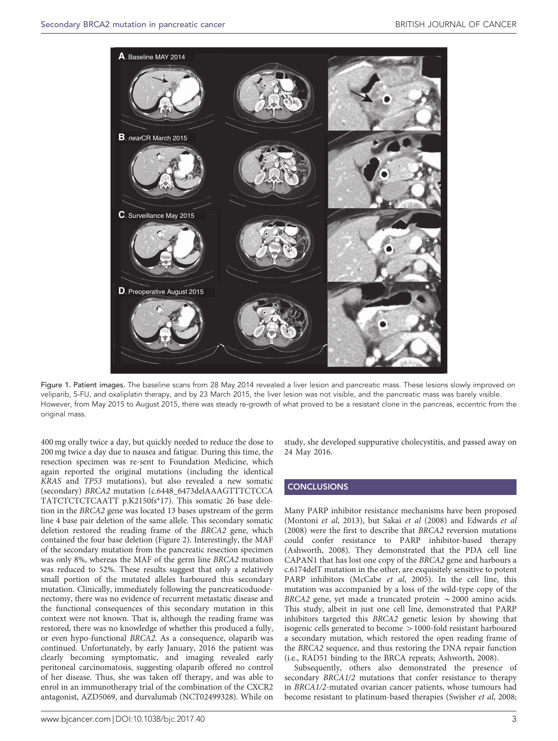Figure 1. Patient images. The baseline scans from 28 May 2014 revealed a liver lesion and pancreatic mass. These lesions slowly improved on veliparib, 5-FU, and oxaliplatin therapy, and by 23 March 2015, the liver lesion was not visible, and the pancreatic mass was barely visible. However, from May 2015 to August 2015, there was steady re-growth of what proved to be a resistant clone in the pancreas, eccentric from the original mass.

400 mg orally twice a day, but quickly needed to reduce the dose to 200 mg twice a day due to nausea and fatigue. During this time, the resection specimen was re-sent to Foundation Medicine, which again reported the original mutations (including the identical *KRAS* and *TP53* mutations), but also revealed a new somatic (secondary) *BRCA2* mutation (c.6448_6473delAAAGTTTCTCCA TATCTCTCTCAATT p.K2150fs*17). This somatic 26 base deletion in the *BRCA2* gene was located 13 bases upstream of the germ line 4 base pair deletion of the same allele. This secondary somatic deletion restored the reading frame of the *BRCA2* gene, which contained the four base deletion (Figure 2). Interestingly, the MAF of the secondary mutation from the pancreatic resection specimen was only 8%, whereas the MAF of the germ line *BRCA2* mutation was reduced to 52%. These results suggest that only a relatively small portion of the mutated alleles harboured this secondary mutation. Clinically, immediately following the pancreaticoduodenectomy, there was no evidence of recurrent metastatic disease and the functional consequences of this secondary mutation in this context were not known. That is, although the reading frame was restored, there was no knowledge of whether this produced a fully, or even hypo-functional *BRCA2*. As a consequence, olaparib was continued. Unfortunately, by early January, 2016 the patient was clearly becoming symptomatic, and imaging revealed early peritoneal carcinomatosis, suggesting olaparib offered no control of her disease. Thus, she was taken off therapy, and was able to enrol in an immunotherapy trial of the combination of the CXCR2 antagonist, AZD5069, and durvalumab (NCT02499328). While on study, she developed suppurative cholecystitis, and passed away on 24 May 2016.

## CONCLUSIONS

Many PARP inhibitor resistance mechanisms have been proposed (Montoni *et al*, 2013), but Sakai *et al* (2008) and Edwards *et al* (2008) were the first to describe that *BRCA2* reversion mutations could confer resistance to PARP inhibitor-based therapy (Ashworth, 2008). They demonstrated that the PDA cell line CAPAN1 that has lost one copy of the *BRCA2* gene and harbours a c.6174delT mutation in the other, are exquisitely sensitive to potent PARP inhibitors (McCabe *et al*, 2005). In the cell line, this mutation was accompanied by a loss of the wild-type copy of the *BRCA2* gene, yet made a truncated protein $\sim$2000 amino acids. This study, albeit in just one cell line, demonstrated that PARP inhibitors targeted this *BRCA2* genetic lesion by showing that isogenic cells generated to become $>$1000-fold resistant harboured a secondary mutation, which restored the open reading frame of the *BRCA2* sequence, and thus restoring the DNA repair function (i.e., RAD51 binding to the BRCA repeats; Ashworth, 2008).

Subsequently, others also demonstrated the presence of secondary *BRCA1/2* mutations that confer resistance to therapy in *BRCA1/2*-mutated ovarian cancer patients, whose tumours had become resistant to platinum-based therapies (Swisher *et al*, 2008;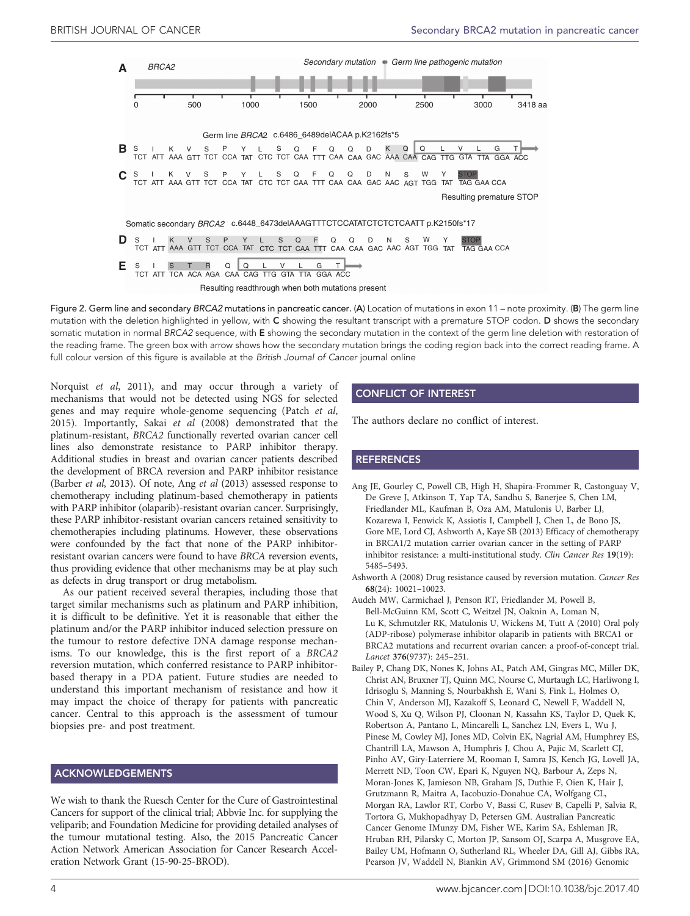Figure 2. Germ line and secondary *BRCA2* mutations in pancreatic cancer. (**A**) Location of mutations in exon 11 – note proximity. (**B**) The germ line mutation with the deletion highlighted in yellow, with **C** showing the resultant transcript with a premature STOP codon. **D** shows the secondary somatic mutation in normal *BRCA2* sequence, with **E** showing the secondary mutation in the context of the germ line deletion with restoration of the reading frame. The green box with arrow shows how the secondary mutation brings the coding region back into the correct reading frame. A full colour version of this figure is available at the *British Journal of Cancer* journal online

Norquist *et al*, 2011), and may occur through a variety of mechanisms that would not be detected using NGS for selected genes and may require whole-genome sequencing (Patch *et al*, 2015). Importantly, Sakai *et al* (2008) demonstrated that the platinum-resistant, *BRCA2* functionally reverted ovarian cancer cell lines also demonstrate resistance to PARP inhibitor therapy. Additional studies in breast and ovarian cancer patients described the development of BRCA reversion and PARP inhibitor resistance (Barber *et al*, 2013). Of note, Ang *et al* (2013) assessed response to chemotherapy including platinum-based chemotherapy in patients with PARP inhibitor (olaparib)-resistant ovarian cancer. Surprisingly, these PARP inhibitor-resistant ovarian cancers retained sensitivity to chemotherapies including platinums. However, these observations were confounded by the fact that none of the PARP inhibitor-resistant ovarian cancers were found to have *BRCA* reversion events, thus providing evidence that other mechanisms may be at play such as defects in drug transport or drug metabolism.

As our patient received several therapies, including those that target similar mechanisms such as platinum and PARP inhibition, it is difficult to be definitive. Yet it is reasonable that either the platinum and/or the PARP inhibitor induced selection pressure on the tumour to restore defective DNA damage response mechanisms. To our knowledge, this is the first report of a *BRCA2* reversion mutation, which conferred resistance to PARP inhibitor-based therapy in a PDA patient. Future studies are needed to understand this important mechanism of resistance and how it may impact the choice of therapy for patients with pancreatic cancer. Central to this approach is the assessment of tumour biopsies pre- and post treatment.

## ACKNOWLEDGEMENTS

We wish to thank the Ruesch Center for the Cure of Gastrointestinal Cancers for support of the clinical trial; Abbvie Inc. for supplying the veliparib; and Foundation Medicine for providing detailed analyses of the tumour mutational testing. Also, the 2015 Pancreatic Cancer Action Network American Association for Cancer Research Acceleration Network Grant (15-90-25-BROD).

## CONFLICT OF INTEREST

The authors declare no conflict of interest.

## REFERENCES

Ang JE, Gourley C, Powell CB, High H, Shapira-Frommer R, Castonguay V, De Greve J, Atkinson T, Yap TA, Sandhu S, Banerjee S, Chen LM, Friedlander ML, Kaufman B, Oza AM, Matulonis U, Barber LJ, Kozarewa I, Fenwick K, Assiotis I, Campbell J, Chen L, de Bono JS, Gore ME, Lord CJ, Ashworth A, Kaye SB (2013) Efficacy of chemotherapy in BRCA1/2 mutation carrier ovarian cancer in the setting of PARP inhibitor resistance: a multi-institutional study. *Clin Cancer Res* **19**(19): 5485–5493.

Ashworth A (2008) Drug resistance caused by reversion mutation. *Cancer Res* **68**(24): 10021–10023.

Audeh MW, Carmichael J, Penson RT, Friedlander M, Powell B, Bell-McGuinn KM, Scott C, Weitzel JN, Oaknin A, Loman N, Lu K, Schmutzler RK, Matulonis U, Wickens M, Tutt A (2010) Oral poly (ADP-ribose) polymerase inhibitor olaparib in patients with BRCA1 or BRCA2 mutations and recurrent ovarian cancer: a proof-of-concept trial. *Lancet* **376**(9737): 245–251.

Bailey P, Chang DK, Nones K, Johns AL, Patch AM, Gingras MC, Miller DK, Christ AN, Bruxner TJ, Quinn MC, Nourse C, Murtaugh LC, Harliwong I, Idrisoglu S, Manning S, Nourbakhsh E, Wani S, Fink L, Holmes O, Chin V, Anderson MJ, Kazakoff S, Leonard C, Newell F, Waddell N, Wood S, Xu Q, Wilson PJ, Cloonan N, Kassahn KS, Taylor D, Quek K, Robertson A, Pantano L, Mincarelli L, Sanchez LN, Evers L, Wu J, Pinese M, Cowley MJ, Jones MD, Colvin EK, Nagrial AM, Humphrey ES, Chantrill LA, Mawson A, Humphris J, Chou A, Pajic M, Scarlett CJ, Pinho AV, Giry-Laterriere M, Rooman I, Samra JS, Kench JG, Lovell JA, Merrett ND, Toon CW, Epari K, Nguyen NQ, Barbour A, Zeps N, Moran-Jones K, Jamieson NB, Graham JS, Duthie F, Oien K, Hair J, Grutzmann R, Maitra A, Iacobuzio-Donahue CA, Wolfgang CL, Morgan RA, Lawlor RT, Corbo V, Bassi C, Rusev B, Capelli P, Salvia R, Tortora G, Mukhopadhyay D, Petersen GM. Australian Pancreatic Cancer Genome IMunzy DM, Fisher WE, Karim SA, Eshleman JR, Hruban RH, Pilarsky C, Morton JP, Sansom OJ, Scarpa A, Musgrove EA, Bailey UM, Hofmann O, Sutherland RL, Wheeler DA, Gill AJ, Gibbs RA, Pearson JV, Waddell N, Biankin AV, Grimmond SM (2016) Genomic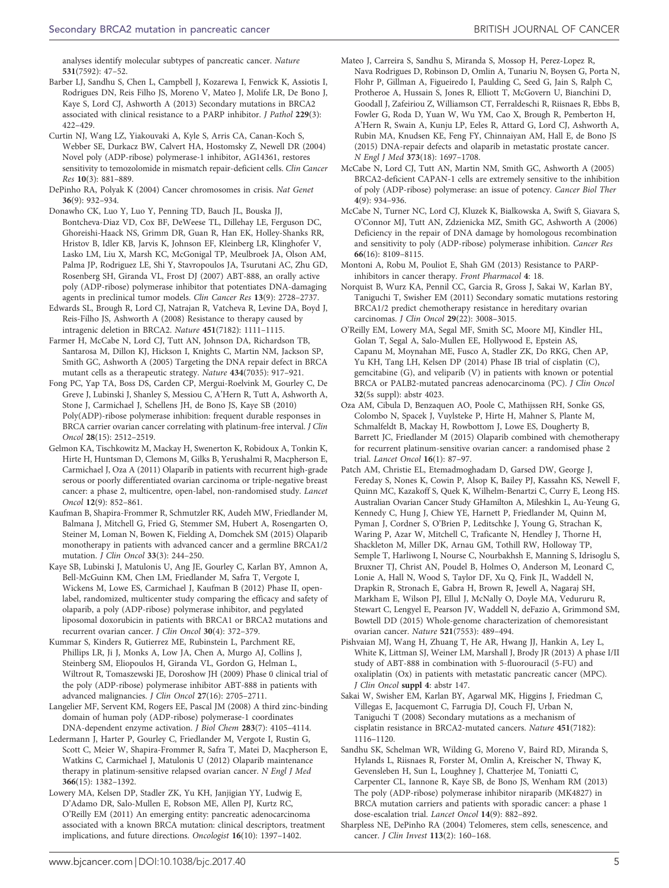analyses identify molecular subtypes of pancreatic cancer. *Nature* **531**(7592): 47–52.

Barber LJ, Sandhu S, Chen L, Campbell J, Kozarewa I, Fenwick K, Assiotis I, Rodrigues DN, Reis Filho JS, Moreno V, Mateo J, Molife LR, De Bono J, Kaye S, Lord CJ, Ashworth A (2013) Secondary mutations in BRCA2 associated with clinical resistance to a PARP inhibitor. *J Pathol* **229**(3): 422–429.

Curtin NJ, Wang LZ, Yiakouvaki A, Kyle S, Arris CA, Canan-Koch S, Webber SE, Durkacz BW, Calvert HA, Hostomsky Z, Newell DR (2004) Novel poly (ADP-ribose) polymerase-1 inhibitor, AG14361, restores sensitivity to temozolomide in mismatch repair-deficient cells. *Clin Cancer Res* **10**(3): 881–889.

DePinho RA, Polyak K (2004) Cancer chromosomes in crisis. *Nat Genet* **36**(9): 932–934.

Donawho CK, Luo Y, Luo Y, Penning TD, Bauch JL, Bouska JJ, Bontcheva-Diaz VD, Cox BF, DeWeese TL, Dillehay LE, Ferguson DC, Ghoreishi-Haack NS, Grimm DR, Guan R, Han EK, Holley-Shanks RR, Hristov B, Idler KB, Jarvis K, Johnson EF, Kleinberg LR, Klinghofer V, Lasko LM, Liu X, Marsh KC, McGonigal TP, Meulbroek JA, Olson AM, Palma JP, Rodriguez LE, Shi Y, Stavropoulos JA, Tsurutani AC, Zhu GD, Rosenberg SH, Giranda VL, Frost DJ (2007) ABT-888, an orally active poly (ADP-ribose) polymerase inhibitor that potentiates DNA-damaging agents in preclinical tumor models. *Clin Cancer Res* **13**(9): 2728–2737.

Edwards SL, Brough R, Lord CJ, Natrajan R, Vatcheva R, Levine DA, Boyd J, Reis-Filho JS, Ashworth A (2008) Resistance to therapy caused by intragenic deletion in BRCA2. *Nature* **451**(7182): 1111–1115.

Farmer H, McCabe N, Lord CJ, Tutt AN, Johnson DA, Richardson TB, Santarosa M, Dillon KJ, Hickson I, Knights C, Martin NM, Jackson SP, Smith GC, Ashworth A (2005) Targeting the DNA repair defect in BRCA mutant cells as a therapeutic strategy. *Nature* **434**(7035): 917–921.

Fong PC, Yap TA, Boss DS, Carden CP, Mergui-Roelvink M, Gourley C, De Greve J, Lubinski J, Shanley S, Messiou C, A'Hern R, Tutt A, Ashworth A, Stone J, Carmichael J, Schellens JH, de Bono JS, Kaye SB (2010) Poly(ADP)-ribose polymerase inhibition: frequent durable responses in BRCA carrier ovarian cancer correlating with platinum-free interval. *J Clin Oncol* **28**(15): 2512–2519.

Gelmon KA, Tischkowitz M, Mackay H, Swenerton K, Robidoux A, Tonkin K, Hirte H, Huntsman D, Clemons M, Gilks B, Yerushalmi R, Macpherson E, Carmichael J, Oza A (2011) Olaparib in patients with recurrent high-grade serous or poorly differentiated ovarian carcinoma or triple-negative breast cancer: a phase 2, multicentre, open-label, non-randomised study. *Lancet Oncol* **12**(9): 852–861.

Kaufman B, Shapira-Frommer R, Schmutzler RK, Audeh MW, Friedlander M, Balmana J, Mitchell G, Fried G, Stemmer SM, Hubert A, Rosengarten O, Steiner M, Loman N, Bowen K, Fielding A, Domchek SM (2015) Olaparib monotherapy in patients with advanced cancer and a germline BRCA1/2 mutation. *J Clin Oncol* **33**(3): 244–250.

Kaye SB, Lubinski J, Matulonis U, Ang JE, Gourley C, Karlan BY, Amnon A, Bell-McGuinn KM, Chen LM, Friedlander M, Safra T, Vergote I, Wickens M, Lowe ES, Carmichael J, Kaufman B (2012) Phase II, open-label, randomized, multicenter study comparing the efficacy and safety of olaparib, a poly (ADP-ribose) polymerase inhibitor, and pegylated liposomal doxorubicin in patients with BRCA1 or BRCA2 mutations and recurrent ovarian cancer. *J Clin Oncol* **30**(4): 372–379.

Kummar S, Kinders R, Gutierrez ME, Rubinstein L, Parchment RE, Phillips LR, Ji J, Monks A, Low JA, Chen A, Murgo AJ, Collins J, Steinberg SM, Eliopoulos H, Giranda VL, Gordon G, Helman L, Wiltrout R, Tomaszewski JE, Doroshow JH (2009) Phase 0 clinical trial of the poly (ADP-ribose) polymerase inhibitor ABT-888 in patients with advanced malignancies. *J Clin Oncol* **27**(16): 2705–2711.

Langelier MF, Servent KM, Rogers EE, Pascal JM (2008) A third zinc-binding domain of human poly (ADP-ribose) polymerase-1 coordinates DNA-dependent enzyme activation. *J Biol Chem* **283**(7): 4105–4114.

Ledermann J, Harter P, Gourley C, Friedlander M, Vergote I, Rustin G, Scott C, Meier W, Shapira-Frommer R, Safra T, Matei D, Macpherson E, Watkins C, Carmichael J, Matulonis U (2012) Olaparib maintenance therapy in platinum-sensitive relapsed ovarian cancer. *N Engl J Med* **366**(15): 1382–1392.

Lowery MA, Kelsen DP, Stadler ZK, Yu KH, Janjigian YY, Ludwig E, D'Adamo DR, Salo-Mullen E, Robson ME, Allen PJ, Kurtz RC, O'Reilly EM (2011) An emerging entity: pancreatic adenocarcinoma associated with a known BRCA mutation: clinical descriptors, treatment implications, and future directions. *Oncologist* **16**(10): 1397–1402.

Mateo J, Carreira S, Sandhu S, Miranda S, Mossop H, Perez-Lopez R, Nava Rodrigues D, Robinson D, Omlin A, Tunariu N, Boysen G, Porta N, Flohr P, Gillman A, Figueiredo I, Paulding C, Seed G, Jain S, Ralph C, Protheroe A, Hussain S, Jones R, Elliott T, McGovern U, Bianchini D, Goodall J, Zafeiriou Z, Williamson CT, Ferraldeschi R, Riisnaes R, Ebbs B, Fowler G, Roda D, Yuan W, Wu YM, Cao X, Brough R, Pemberton H, A'Hern R, Swain A, Kunju LP, Eeles R, Attard G, Lord CJ, Ashworth A, Rubin MA, Knudsen KE, Feng FY, Chinnaiyan AM, Hall E, de Bono JS (2015) DNA-repair defects and olaparib in metastatic prostate cancer. *N Engl J Med* **373**(18): 1697–1708.

McCabe N, Lord CJ, Tutt AN, Martin NM, Smith GC, Ashworth A (2005) BRCA2-deficient CAPAN-1 cells are extremely sensitive to the inhibition of poly (ADP-ribose) polymerase: an issue of potency. *Cancer Biol Ther* **4**(9): 934–936.

McCabe N, Turner NC, Lord CJ, Kluzek K, Bialkowska A, Swift S, Giavara S, O'Connor MJ, Tutt AN, Zdzienicka MZ, Smith GC, Ashworth A (2006) Deficiency in the repair of DNA damage by homologous recombination and sensitivity to poly (ADP-ribose) polymerase inhibition. *Cancer Res* **66**(16): 8109–8115.

Montoni A, Robu M, Pouliot E, Shah GM (2013) Resistance to PARP-inhibitors in cancer therapy. *Front Pharmacol* **4**: 18.

Norquist B, Wurz KA, Pennil CC, Garcia R, Gross J, Sakai W, Karlan BY, Taniguchi T, Swisher EM (2011) Secondary somatic mutations restoring BRCA1/2 predict chemotherapy resistance in hereditary ovarian carcinomas. *J Clin Oncol* **29**(22): 3008–3015.

O'Reilly EM, Lowery MA, Segal MF, Smith SC, Moore MJ, Kindler HL, Golan T, Segal A, Salo-Mullen EE, Hollywood E, Epstein AS, Capanu M, Moynahan ME, Fusco A, Stadler ZK, Do RKG, Chen AP, Yu KH, Tang LH, Kelsen DP (2014) Phase IB trial of cisplatin (C), gemcitabine (G), and veliparib (V) in patients with known or potential BRCA or PALB2-mutated pancreas adenocarcinoma (PC). *J Clin Oncol* **32**(5s suppl): abstr 4023.

Oza AM, Cibula D, Benzaquen AO, Poole C, Mathijssen RH, Sonke GS, Colombo N, Spacek J, Vuylsteke P, Hirte H, Mahner S, Plante M, Schmalfeldt B, Mackay H, Rowbottom J, Lowe ES, Dougherty B, Barrett JC, Friedlander M (2015) Olaparib combined with chemotherapy for recurrent platinum-sensitive ovarian cancer: a randomised phase 2 trial. *Lancet Oncol* **16**(1): 87–97.

Patch AM, Christie EL, Etemadmoghadam D, Garsed DW, George J, Fereday S, Nones K, Cowin P, Alsop K, Bailey PJ, Kassahn KS, Newell F, Quinn MC, Kazakoff S, Quek K, Wilhelm-Benartzi C, Curry E, Leong HS. Australian Ovarian Cancer Study GHamilton A, Mileshkin L, Au-Yeung G, Kennedy C, Hung J, Chiew YE, Harnett P, Friedlander M, Quinn M, Pyman J, Cordner S, O'Brien P, Leditschke J, Young G, Strachan K, Waring P, Azar W, Mitchell C, Traficante N, Hendley J, Thorne H, Shackleton M, Miller DK, Arnau GM, Tothill RW, Holloway TP, Semple T, Harliwong I, Nourse C, Nourbakhsh E, Manning S, Idrisoglu S, Bruxner TJ, Christ AN, Poudel B, Holmes O, Anderson M, Leonard C, Lonie A, Hall N, Wood S, Taylor DF, Xu Q, Fink JL, Waddell N, Drapkin R, Stronach E, Gabra H, Brown R, Jewell A, Nagaraj SH, Markham E, Wilson PJ, Ellul J, McNally O, Doyle MA, Vedururu R, Stewart C, Lengyel E, Pearson JV, Waddell N, deFazio A, Grimmond SM, Bowtell DD (2015) Whole-genome characterization of chemoresistant ovarian cancer. *Nature* **521**(7553): 489–494.

Pishvaian MJ, Wang H, Zhuang T, He AR, Hwang JJ, Hankin A, Ley L, White K, Littman SJ, Weiner LM, Marshall J, Brody JR (2013) A phase I/II study of ABT-888 in combination with 5-fluorouracil (5-FU) and oxaliplatin (Ox) in patients with metastatic pancreatic cancer (MPC). *J Clin Oncol* **suppl 4**: abstr 147.

Sakai W, Swisher EM, Karlan BY, Agarwal MK, Higgins J, Friedman C, Villegas E, Jacquemont C, Farrugia DJ, Couch FJ, Urban N, Taniguchi T (2008) Secondary mutations as a mechanism of cisplatin resistance in BRCA2-mutated cancers. *Nature* **451**(7182): 1116–1120.

Sandhu SK, Schelman WR, Wilding G, Moreno V, Baird RD, Miranda S, Hylands L, Riisnaes R, Forster M, Omlin A, Kreischer N, Thway K, Gevensleben H, Sun L, Loughney J, Chatterjee M, Toniatti C, Carpenter CL, Iannone R, Kaye SB, de Bono JS, Wenham RM (2013) The poly (ADP-ribose) polymerase inhibitor niraparib (MK4827) in BRCA mutation carriers and patients with sporadic cancer: a phase 1 dose-escalation trial. *Lancet Oncol* **14**(9): 882–892.

Sharpless NE, DePinho RA (2004) Telomeres, stem cells, senescence, and cancer. *J Clin Invest* **113**(2): 160–168.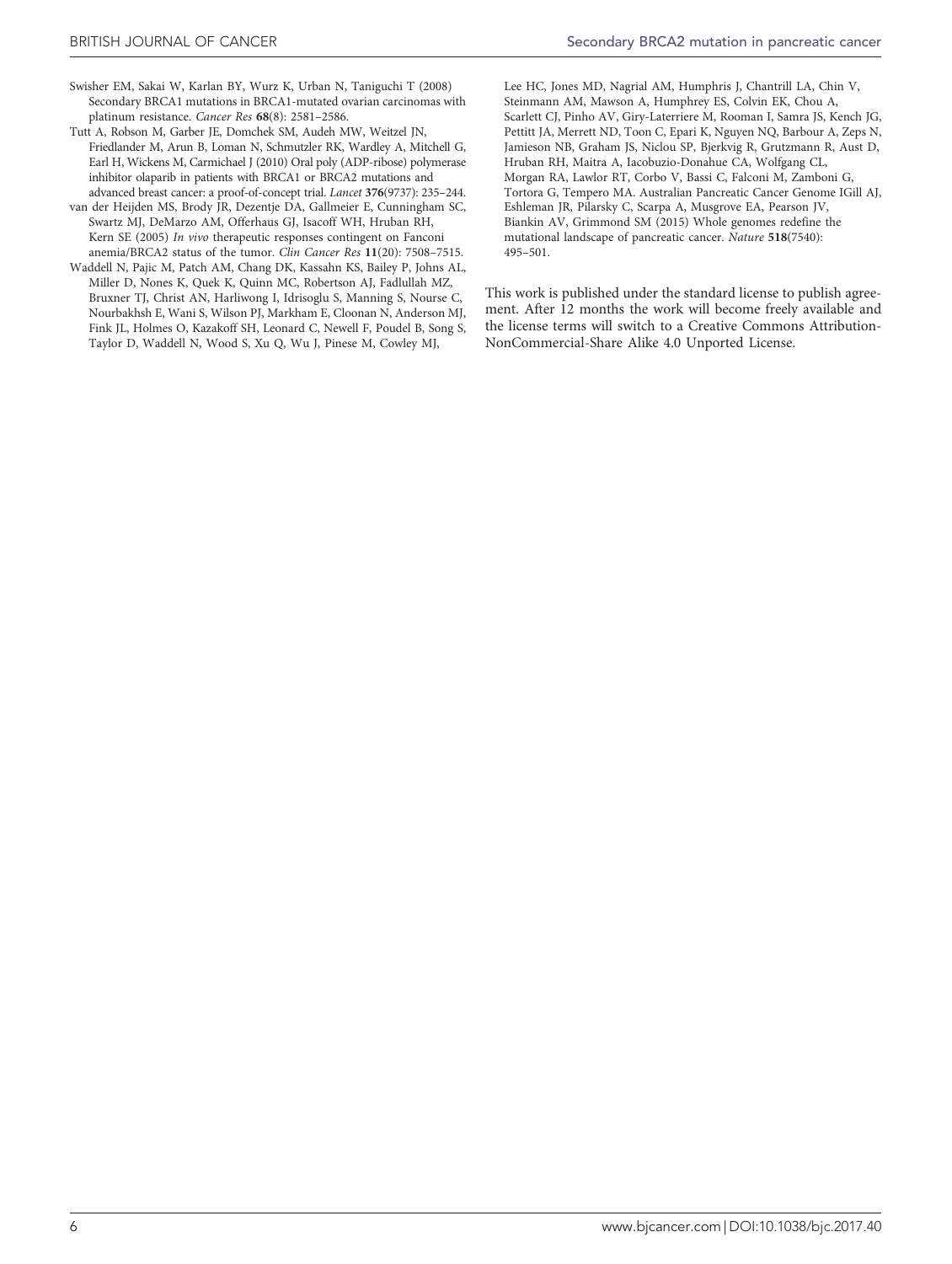Swisher EM, Sakai W, Karlan BY, Wurz K, Urban N, Taniguchi T (2008) Secondary BRCA1 mutations in BRCA1-mutated ovarian carcinomas with platinum resistance. *Cancer Res* **68**(8): 2581–2586.

Tutt A, Robson M, Garber JE, Domchek SM, Audeh MW, Weitzel JN, Friedlander M, Arun B, Loman N, Schmutzler RK, Wardley A, Mitchell G, Earl H, Wickens M, Carmichael J (2010) Oral poly (ADP-ribose) polymerase inhibitor olaparib in patients with BRCA1 or BRCA2 mutations and advanced breast cancer: a proof-of-concept trial. *Lancet* **376**(9737): 235–244.

van der Heijden MS, Brody JR, Dezentje DA, Gallmeier E, Cunningham SC, Swartz MJ, DeMarzo AM, Offerhaus GJ, Isacoff WH, Hruban RH, Kern SE (2005) *In vivo* therapeutic responses contingent on Fanconi anemia/BRCA2 status of the tumor. *Clin Cancer Res* **11**(20): 7508–7515.

Waddell N, Pajic M, Patch AM, Chang DK, Kassahn KS, Bailey P, Johns AL, Miller D, Nones K, Quek K, Quinn MC, Robertson AJ, Fadlullah MZ, Bruxner TJ, Christ AN, Harliwong I, Idrisoglu S, Manning S, Nourse C, Nourbakhsh E, Wani S, Wilson PJ, Markham E, Cloonan N, Anderson MJ, Fink JL, Holmes O, Kazakoff SH, Leonard C, Newell F, Poudel B, Song S, Taylor D, Waddell N, Wood S, Xu Q, Wu J, Pinese M, Cowley MJ, Lee HC, Jones MD, Nagrial AM, Humphris J, Chantrill LA, Chin V, Steinmann AM, Mawson A, Humphrey ES, Colvin EK, Chou A, Scarlett CJ, Pinho AV, Giry-Laterriere M, Rooman I, Samra JS, Kench JG, Pettitt JA, Merrett ND, Toon C, Epari K, Nguyen NQ, Barbour A, Zeps N, Jamieson NB, Graham JS, Niclou SP, Bjerkvig R, Grutzmann R, Aust D, Hruban RH, Maitra A, Iacobuzio-Donahue CA, Wolfgang CL, Morgan RA, Lawlor RT, Corbo V, Bassi C, Falconi M, Zamboni G, Tortora G, Tempero MA. Australian Pancreatic Cancer Genome IGill AJ, Eshleman JR, Pilarsky C, Scarpa A, Musgrove EA, Pearson JV, Biankin AV, Grimmond SM (2015) Whole genomes redefine the mutational landscape of pancreatic cancer. *Nature* **518**(7540): 495–501.

This work is published under the standard license to publish agreement. After 12 months the work will become freely available and the license terms will switch to a Creative Commons Attribution-NonCommercial-Share Alike 4.0 Unported License.